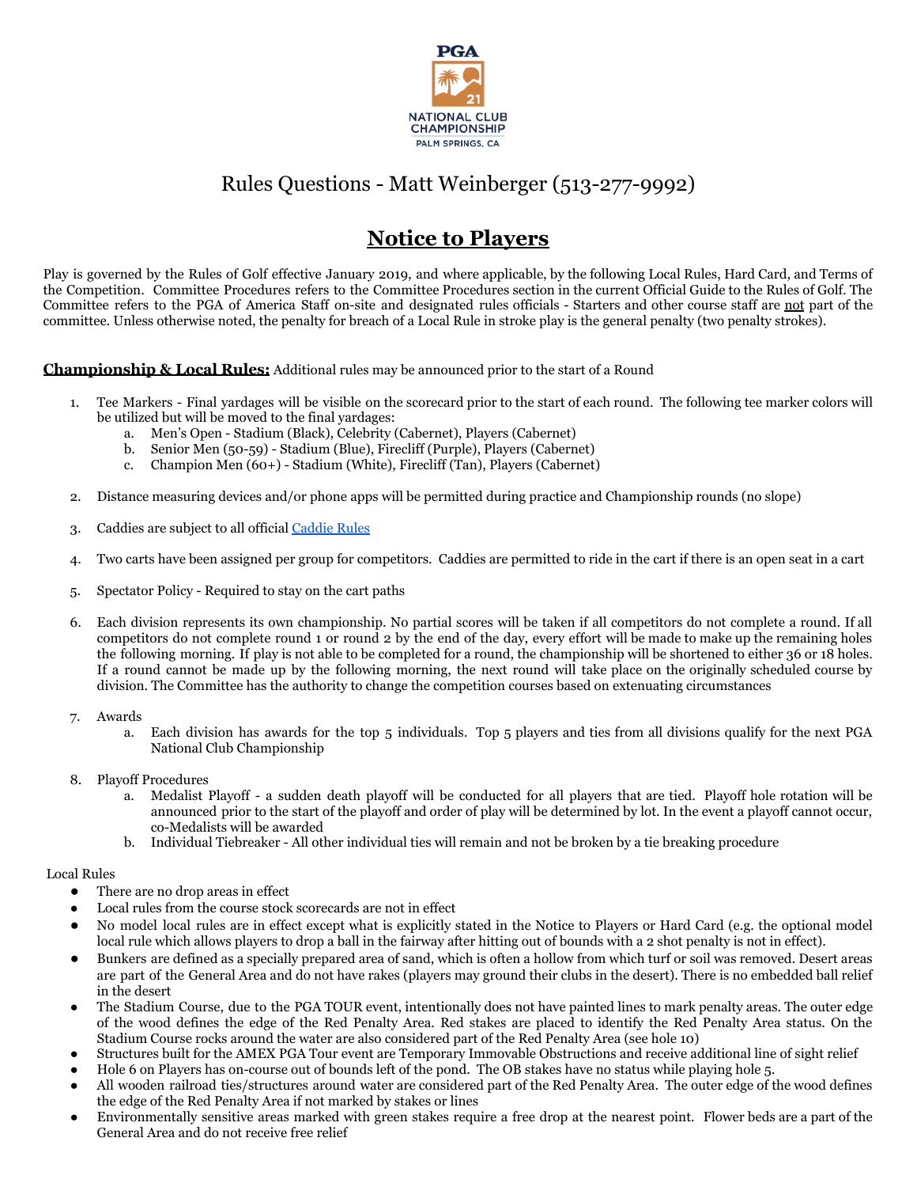PGA

21

NATIONAL CLUB CHAMPIONSHIP

PALM SPRINGS, CA

# Rules Questions - Matt Weinberger (513-277-9992)

# Notice to Players

Play is governed by the Rules of Golf effective January 2019, and where applicable, by the following Local Rules, Hard Card, and Terms of the Competition. Committee Procedures refers to the Committee Procedures section in the current Official Guide to the Rules of Golf. The Committee refers to the PGA of America Staff on-site and designated rules officials - Starters and other course staff are not part of the committee. Unless otherwise noted, the penalty for breach of a Local Rule in stroke play is the general penalty (two penalty strokes).

**Championship & Local Rules:** Additional rules may be announced prior to the start of a Round

1. Tee Markers - Final yardages will be visible on the scorecard prior to the start of each round. The following tee marker colors will be utilized but will be moved to the final yardages:
   a. Men's Open - Stadium (Black), Celebrity (Cabernet), Players (Cabernet)
   b. Senior Men (50-59) - Stadium (Blue), Firecliff (Purple), Players (Cabernet)
   c. Champion Men (60+) - Stadium (White), Firecliff (Tan), Players (Cabernet)
2. Distance measuring devices and/or phone apps will be permitted during practice and Championship rounds (no slope)
3. Caddies are subject to all official Caddie Rules
4. Two carts have been assigned per group for competitors. Caddies are permitted to ride in the cart if there is an open seat in a cart
5. Spectator Policy - Required to stay on the cart paths
6. Each division represents its own championship. No partial scores will be taken if all competitors do not complete a round. If all competitors do not complete round 1 or round 2 by the end of the day, every effort will be made to make up the remaining holes the following morning. If play is not able to be completed for a round, the championship will be shortened to either 36 or 18 holes. If a round cannot be made up by the following morning, the next round will take place on the originally scheduled course by division. The Committee has the authority to change the competition courses based on extenuating circumstances
7. Awards
   a. Each division has awards for the top 5 individuals. Top 5 players and ties from all divisions qualify for the next PGA National Club Championship
8. Playoff Procedures
   a. Medalist Playoff - a sudden death playoff will be conducted for all players that are tied. Playoff hole rotation will be announced prior to the start of the playoff and order of play will be determined by lot. In the event a playoff cannot occur, co-Medalists will be awarded
   b. Individual Tiebreaker - All other individual ties will remain and not be broken by a tie breaking procedure

Local Rules

- There are no drop areas in effect
- Local rules from the course stock scorecards are not in effect
- No model local rules are in effect except what is explicitly stated in the Notice to Players or Hard Card (e.g. the optional model local rule which allows players to drop a ball in the fairway after hitting out of bounds with a 2 shot penalty is not in effect).
- Bunkers are defined as a specially prepared area of sand, which is often a hollow from which turf or soil was removed. Desert areas are part of the General Area and do not have rakes (players may ground their clubs in the desert). There is no embedded ball relief in the desert
- The Stadium Course, due to the PGA TOUR event, intentionally does not have painted lines to mark penalty areas. The outer edge of the wood defines the edge of the Red Penalty Area. Red stakes are placed to identify the Red Penalty Area status. On the Stadium Course rocks around the water are also considered part of the Red Penalty Area (see hole 10)
- Structures built for the AMEX PGA Tour event are Temporary Immovable Obstructions and receive additional line of sight relief
- Hole 6 on Players has on-course out of bounds left of the pond. The OB stakes have no status while playing hole 5.
- All wooden railroad ties/structures around water are considered part of the Red Penalty Area. The outer edge of the wood defines the edge of the Red Penalty Area if not marked by stakes or lines
- Environmentally sensitive areas marked with green stakes require a free drop at the nearest point. Flower beds are a part of the General Area and do not receive free relief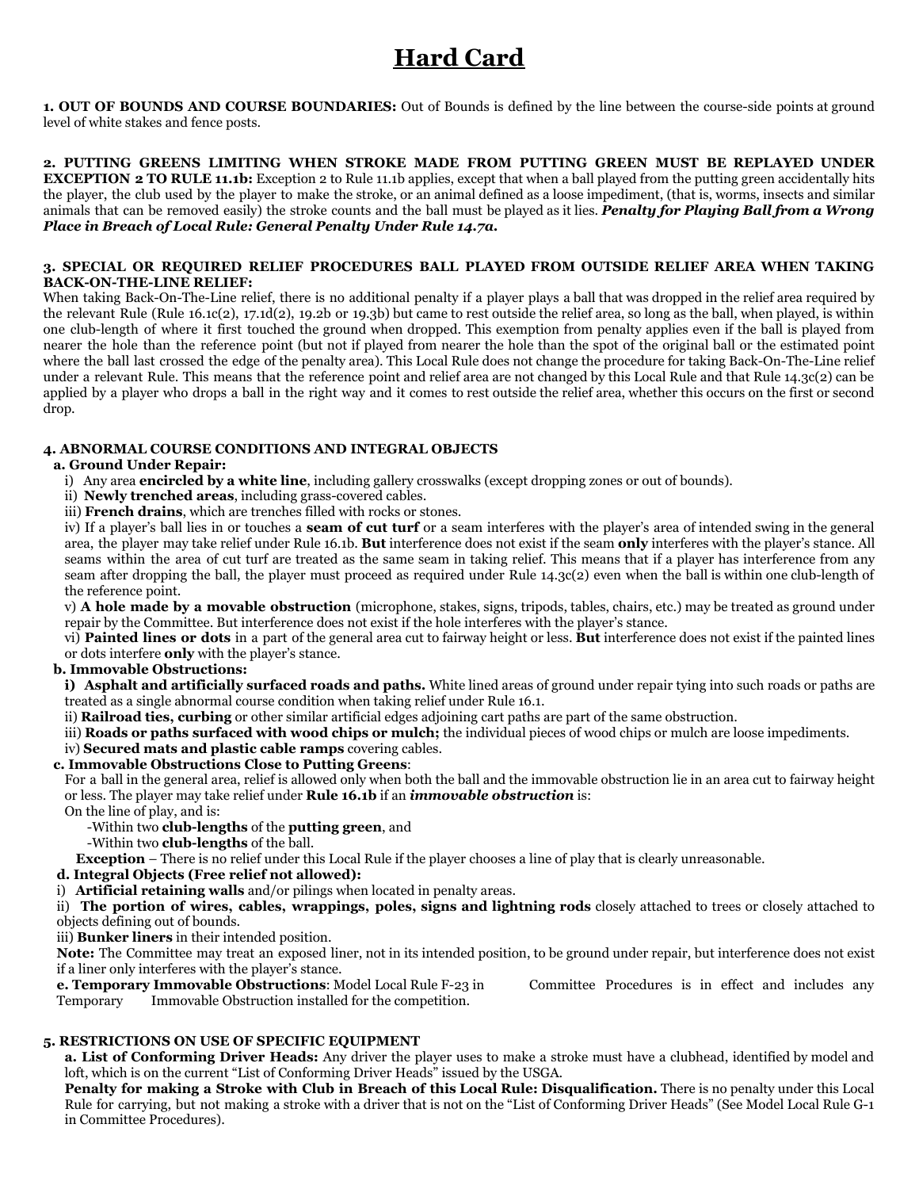# Hard Card

**1. OUT OF BOUNDS AND COURSE BOUNDARIES:** Out of Bounds is defined by the line between the course-side points at ground level of white stakes and fence posts.

**2. PUTTING GREENS LIMITING WHEN STROKE MADE FROM PUTTING GREEN MUST BE REPLAYED UNDER EXCEPTION 2 TO RULE 11.1b:** Exception 2 to Rule 11.1b applies, except that when a ball played from the putting green accidentally hits the player, the club used by the player to make the stroke, or an animal defined as a loose impediment, (that is, worms, insects and similar animals that can be removed easily) the stroke counts and the ball must be played as it lies. ***Penalty for Playing Ball from a Wrong Place in Breach of Local Rule: General Penalty Under Rule 14.7a.***

**3. SPECIAL OR REQUIRED RELIEF PROCEDURES BALL PLAYED FROM OUTSIDE RELIEF AREA WHEN TAKING BACK-ON-THE-LINE RELIEF:**

When taking Back-On-The-Line relief, there is no additional penalty if a player plays a ball that was dropped in the relief area required by the relevant Rule (Rule 16.1c(2), 17.1d(2), 19.2b or 19.3b) but came to rest outside the relief area, so long as the ball, when played, is within one club-length of where it first touched the ground when dropped. This exemption from penalty applies even if the ball is played from nearer the hole than the reference point (but not if played from nearer the hole than the spot of the original ball or the estimated point where the ball last crossed the edge of the penalty area). This Local Rule does not change the procedure for taking Back-On-The-Line relief under a relevant Rule. This means that the reference point and relief area are not changed by this Local Rule and that Rule 14.3c(2) can be applied by a player who drops a ball in the right way and it comes to rest outside the relief area, whether this occurs on the first or second drop.

**4. ABNORMAL COURSE CONDITIONS AND INTEGRAL OBJECTS**

**a. Ground Under Repair:**

i) Any area **encircled by a white line**, including gallery crosswalks (except dropping zones or out of bounds).

ii) **Newly trenched areas**, including grass-covered cables.

iii) **French drains**, which are trenches filled with rocks or stones.

iv) If a player's ball lies in or touches a **seam of cut turf** or a seam interferes with the player's area of intended swing in the general area, the player may take relief under Rule 16.1b. **But** interference does not exist if the seam **only** interferes with the player's stance. All seams within the area of cut turf are treated as the same seam in taking relief. This means that if a player has interference from any seam after dropping the ball, the player must proceed as required under Rule 14.3c(2) even when the ball is within one club-length of the reference point.

v) **A hole made by a movable obstruction** (microphone, stakes, signs, tripods, tables, chairs, etc.) may be treated as ground under repair by the Committee. But interference does not exist if the hole interferes with the player's stance.

vi) **Painted lines or dots** in a part of the general area cut to fairway height or less. **But** interference does not exist if the painted lines or dots interfere **only** with the player's stance.

**b. Immovable Obstructions:**

**i) Asphalt and artificially surfaced roads and paths.** White lined areas of ground under repair tying into such roads or paths are treated as a single abnormal course condition when taking relief under Rule 16.1.

ii) **Railroad ties, curbing** or other similar artificial edges adjoining cart paths are part of the same obstruction.

iii) **Roads or paths surfaced with wood chips or mulch;** the individual pieces of wood chips or mulch are loose impediments.

iv) **Secured mats and plastic cable ramps** covering cables.

**c. Immovable Obstructions Close to Putting Greens**:

For a ball in the general area, relief is allowed only when both the ball and the immovable obstruction lie in an area cut to fairway height or less. The player may take relief under **Rule 16.1b** if an ***immovable obstruction*** is:

On the line of play, and is:

- Within two **club-lengths** of the **putting green**, and
- Within two **club-lengths** of the ball.

**Exception** – There is no relief under this Local Rule if the player chooses a line of play that is clearly unreasonable.

**d. Integral Objects (Free relief not allowed):**

i) **Artificial retaining walls** and/or pilings when located in penalty areas.

ii) **The portion of wires, cables, wrappings, poles, signs and lightning rods** closely attached to trees or closely attached to objects defining out of bounds.

iii) **Bunker liners** in their intended position.

**Note:** The Committee may treat an exposed liner, not in its intended position, to be ground under repair, but interference does not exist if a liner only interferes with the player's stance.

**e. Temporary Immovable Obstructions**: Model Local Rule F-23 in Committee Procedures is in effect and includes any Temporary Immovable Obstruction installed for the competition.

**5. RESTRICTIONS ON USE OF SPECIFIC EQUIPMENT**

**a. List of Conforming Driver Heads:** Any driver the player uses to make a stroke must have a clubhead, identified by model and loft, which is on the current "List of Conforming Driver Heads" issued by the USGA.

**Penalty for making a Stroke with Club in Breach of this Local Rule: Disqualification.** There is no penalty under this Local Rule for carrying, but not making a stroke with a driver that is not on the "List of Conforming Driver Heads" (See Model Local Rule G-1 in Committee Procedures).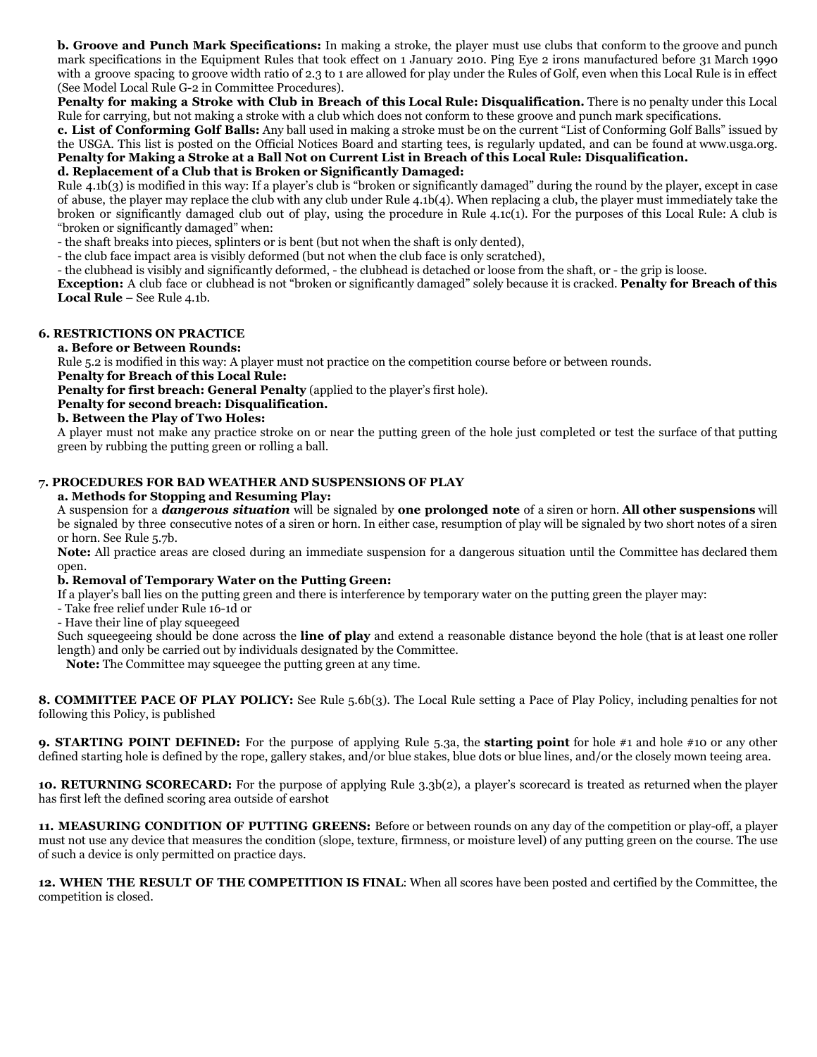**b. Groove and Punch Mark Specifications:** In making a stroke, the player must use clubs that conform to the groove and punch mark specifications in the Equipment Rules that took effect on 1 January 2010. Ping Eye 2 irons manufactured before 31 March 1990 with a groove spacing to groove width ratio of 2.3 to 1 are allowed for play under the Rules of Golf, even when this Local Rule is in effect (See Model Local Rule G-2 in Committee Procedures).

**Penalty for making a Stroke with Club in Breach of this Local Rule: Disqualification.** There is no penalty under this Local Rule for carrying, but not making a stroke with a club which does not conform to these groove and punch mark specifications.

**c. List of Conforming Golf Balls:** Any ball used in making a stroke must be on the current "List of Conforming Golf Balls" issued by the USGA. This list is posted on the Official Notices Board and starting tees, is regularly updated, and can be found at www.usga.org.

**Penalty for Making a Stroke at a Ball Not on Current List in Breach of this Local Rule: Disqualification.**

**d. Replacement of a Club that is Broken or Significantly Damaged:**

Rule 4.1b(3) is modified in this way: If a player's club is "broken or significantly damaged" during the round by the player, except in case of abuse, the player may replace the club with any club under Rule 4.1b(4). When replacing a club, the player must immediately take the broken or significantly damaged club out of play, using the procedure in Rule 4.1c(1). For the purposes of this Local Rule: A club is "broken or significantly damaged" when:

- the shaft breaks into pieces, splinters or is bent (but not when the shaft is only dented),
- the club face impact area is visibly deformed (but not when the club face is only scratched),
- the clubhead is visibly and significantly deformed, - the clubhead is detached or loose from the shaft, or - the grip is loose.

**Exception:** A club face or clubhead is not "broken or significantly damaged" solely because it is cracked. **Penalty for Breach of this Local Rule** – See Rule 4.1b.

## 6. RESTRICTIONS ON PRACTICE

**a. Before or Between Rounds:**

Rule 5.2 is modified in this way: A player must not practice on the competition course before or between rounds.

**Penalty for Breach of this Local Rule:**

**Penalty for first breach: General Penalty** (applied to the player's first hole).

**Penalty for second breach: Disqualification.**

**b. Between the Play of Two Holes:**

A player must not make any practice stroke on or near the putting green of the hole just completed or test the surface of that putting green by rubbing the putting green or rolling a ball.

## 7. PROCEDURES FOR BAD WEATHER AND SUSPENSIONS OF PLAY

**a. Methods for Stopping and Resuming Play:**

A suspension for a ***dangerous situation*** will be signaled by **one prolonged note** of a siren or horn. **All other suspensions** will be signaled by three consecutive notes of a siren or horn. In either case, resumption of play will be signaled by two short notes of a siren or horn. See Rule 5.7b.

**Note:** All practice areas are closed during an immediate suspension for a dangerous situation until the Committee has declared them open.

**b. Removal of Temporary Water on the Putting Green:**

If a player's ball lies on the putting green and there is interference by temporary water on the putting green the player may:

- Take free relief under Rule 16-1d or
- Have their line of play squeegeed

Such squeegeeing should be done across the **line of play** and extend a reasonable distance beyond the hole (that is at least one roller length) and only be carried out by individuals designated by the Committee.

**Note:** The Committee may squeegee the putting green at any time.

**8. COMMITTEE PACE OF PLAY POLICY:** See Rule 5.6b(3). The Local Rule setting a Pace of Play Policy, including penalties for not following this Policy, is published

**9. STARTING POINT DEFINED:** For the purpose of applying Rule 5.3a, the **starting point** for hole #1 and hole #10 or any other defined starting hole is defined by the rope, gallery stakes, and/or blue stakes, blue dots or blue lines, and/or the closely mown teeing area.

**10. RETURNING SCORECARD:** For the purpose of applying Rule 3.3b(2), a player's scorecard is treated as returned when the player has first left the defined scoring area outside of earshot

**11. MEASURING CONDITION OF PUTTING GREENS:** Before or between rounds on any day of the competition or play-off, a player must not use any device that measures the condition (slope, texture, firmness, or moisture level) of any putting green on the course. The use of such a device is only permitted on practice days.

**12. WHEN THE RESULT OF THE COMPETITION IS FINAL**: When all scores have been posted and certified by the Committee, the competition is closed.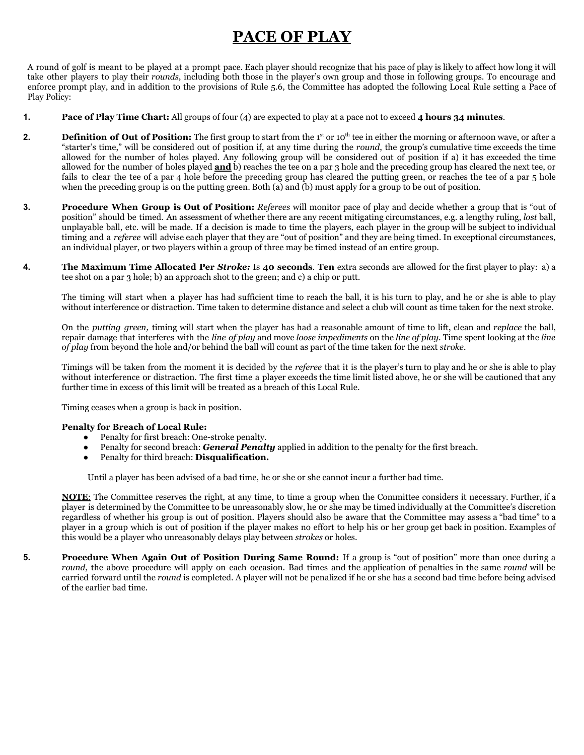# PACE OF PLAY

A round of golf is meant to be played at a prompt pace. Each player should recognize that his pace of play is likely to affect how long it will take other players to play their *rounds*, including both those in the player's own group and those in following groups. To encourage and enforce prompt play, and in addition to the provisions of Rule 5.6, the Committee has adopted the following Local Rule setting a Pace of Play Policy:

1. **Pace of Play Time Chart:** All groups of four (4) are expected to play at a pace not to exceed **4 hours 34 minutes**.

2. **Definition of Out of Position:** The first group to start from the 1st or 10th tee in either the morning or afternoon wave, or after a "starter's time," will be considered out of position if, at any time during the *round*, the group's cumulative time exceeds the time allowed for the number of holes played. Any following group will be considered out of position if a) it has exceeded the time allowed for the number of holes played **and** b) reaches the tee on a par 3 hole and the preceding group has cleared the next tee, or fails to clear the tee of a par 4 hole before the preceding group has cleared the putting green, or reaches the tee of a par 5 hole when the preceding group is on the putting green. Both (a) and (b) must apply for a group to be out of position.

3. **Procedure When Group is Out of Position:** *Referees* will monitor pace of play and decide whether a group that is "out of position" should be timed. An assessment of whether there are any recent mitigating circumstances, e.g. a lengthy ruling, *lost* ball, unplayable ball, etc. will be made. If a decision is made to time the players, each player in the group will be subject to individual timing and a *referee* will advise each player that they are "out of position" and they are being timed. In exceptional circumstances, an individual player, or two players within a group of three may be timed instead of an entire group.

4. **The Maximum Time Allocated Per *Stroke:*** Is **40 seconds**. **Ten** extra seconds are allowed for the first player to play: a) a tee shot on a par 3 hole; b) an approach shot to the green; and c) a chip or putt.

   The timing will start when a player has had sufficient time to reach the ball, it is his turn to play, and he or she is able to play without interference or distraction. Time taken to determine distance and select a club will count as time taken for the next stroke.

   On the *putting green,* timing will start when the player has had a reasonable amount of time to lift, clean and *replace* the ball, repair damage that interferes with the *line of play* and move *loose impediments* on the *line of play*. Time spent looking at the *line of play* from beyond the hole and/or behind the ball will count as part of the time taken for the next *stroke*.

   Timings will be taken from the moment it is decided by the *referee* that it is the player's turn to play and he or she is able to play without interference or distraction. The first time a player exceeds the time limit listed above, he or she will be cautioned that any further time in excess of this limit will be treated as a breach of this Local Rule.

   Timing ceases when a group is back in position.

   **Penalty for Breach of Local Rule:**
   - Penalty for first breach: One-stroke penalty.
   - Penalty for second breach: ***General Penalty*** applied in addition to the penalty for the first breach.
   - Penalty for third breach: **Disqualification.**

   Until a player has been advised of a bad time, he or she or she cannot incur a further bad time.

   **NOTE**: The Committee reserves the right, at any time, to time a group when the Committee considers it necessary. Further, if a player is determined by the Committee to be unreasonably slow, he or she may be timed individually at the Committee's discretion regardless of whether his group is out of position. Players should also be aware that the Committee may assess a "bad time" to a player in a group which is out of position if the player makes no effort to help his or her group get back in position. Examples of this would be a player who unreasonably delays play between *strokes* or holes.

5. **Procedure When Again Out of Position During Same Round:** If a group is "out of position" more than once during a *round*, the above procedure will apply on each occasion. Bad times and the application of penalties in the same *round* will be carried forward until the *round* is completed. A player will not be penalized if he or she has a second bad time before being advised of the earlier bad time.